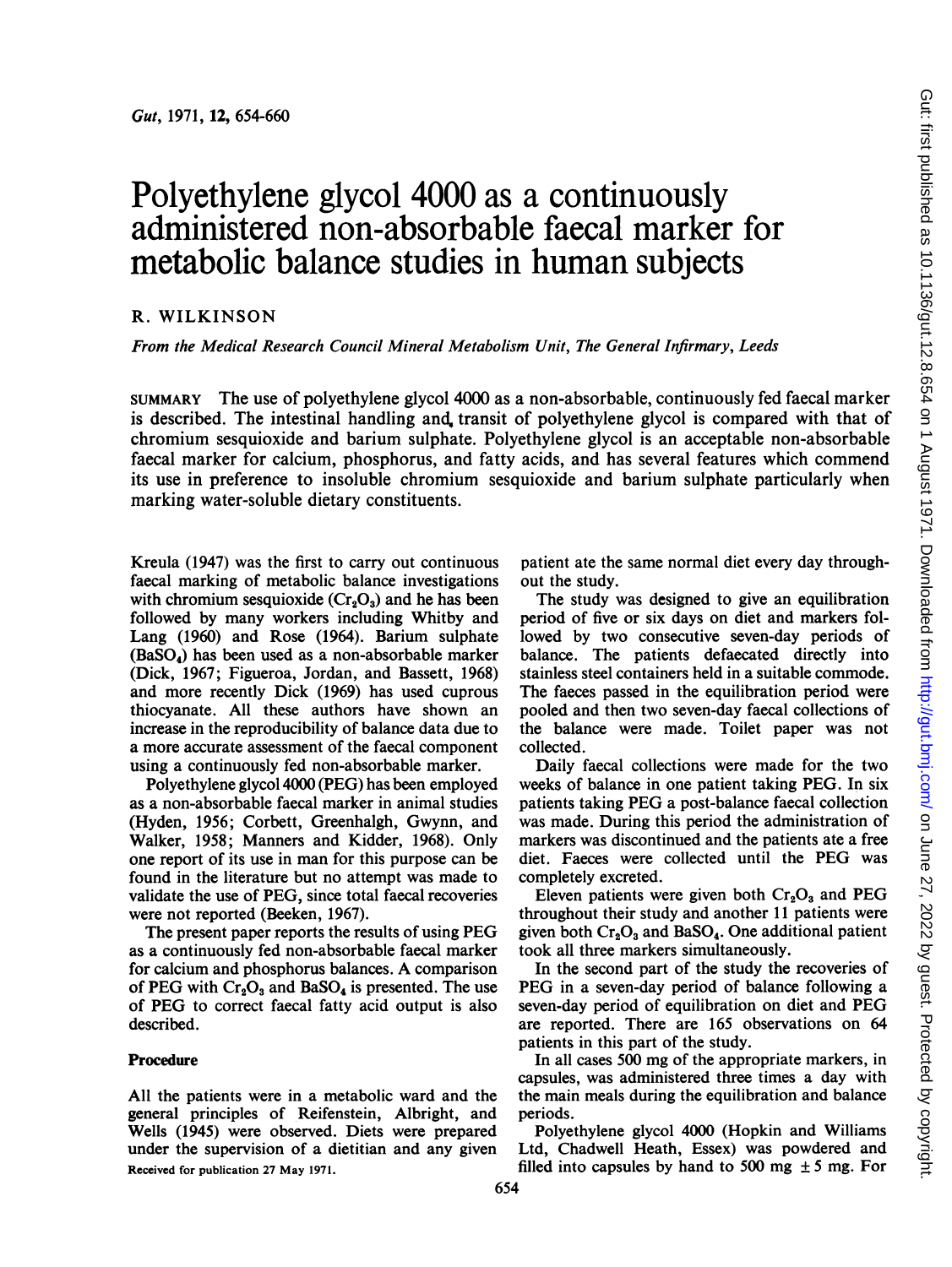# Polyethylene glycol 4000 as a continuously administered non-absorbable faecal marker for metabolic balance studies in human subjects

R. WILKINSON

*From the Medical Research Council Mineral Metabolism Unit, The General Infirmary, Leeds*

SUMMARY The use of polyethylene glycol 4000 as a non-absorbable, continuously fed faecal marker is described. The intestinal handling and transit of polyethylene glycol is compared with that of chromium sesquioxide and barium sulphate. Polyethylene glycol is an acceptable non-absorbable faecal marker for calcium, phosphorus, and fatty acids, and has several features which commend its use in preference to insoluble chromium sesquioxide and barium sulphate particularly when marking water-soluble dietary constituents.

Kreula (1947) was the first to carry out continuous faecal marking of metabolic balance investigations with chromium sesquioxide ($Cr_2O_3$) and he has been followed by many workers including Whitby and Lang (1960) and Rose (1964). Barium sulphate ($BaSO_4$) has been used as a non-absorbable marker (Dick, 1967; Figueroa, Jordan, and Bassett, 1968) and more recently Dick (1969) has used cuprous thiocyanate. All these authors have shown an increase in the reproducibility of balance data due to a more accurate assessment of the faecal component using a continuously fed non-absorbable marker.

Polyethylene glycol 4000 (PEG) has been employed as a non-absorbable faecal marker in animal studies (Hyden, 1956; Corbett, Greenhalgh, Gwynn, and Walker, 1958; Manners and Kidder, 1968). Only one report of its use in man for this purpose can be found in the literature but no attempt was made to validate the use of PEG, since total faecal recoveries were not reported (Beeken, 1967).

The present paper reports the results of using PEG as a continuously fed non-absorbable faecal marker for calcium and phosphorus balances. A comparison of PEG with $Cr_2O_3$ and $BaSO_4$ is presented. The use of PEG to correct faecal fatty acid output is also described.

## Procedure

All the patients were in a metabolic ward and the general principles of Reifenstein, Albright, and Wells (1945) were observed. Diets were prepared under the supervision of a dietitian and any given patient ate the same normal diet every day throughout the study.

The study was designed to give an equilibration period of five or six days on diet and markers followed by two consecutive seven-day periods of balance. The patients defaecated directly into stainless steel containers held in a suitable commode. The faeces passed in the equilibration period were pooled and then two seven-day faecal collections of the balance were made. Toilet paper was not collected.

Daily faecal collections were made for the two weeks of balance in one patient taking PEG. In six patients taking PEG a post-balance faecal collection was made. During this period the administration of markers was discontinued and the patients ate a free diet. Faeces were collected until the PEG was completely excreted.

Eleven patients were given both $Cr_2O_3$ and PEG throughout their study and another 11 patients were given both $Cr_2O_3$ and $BaSO_4$. One additional patient took all three markers simultaneously.

In the second part of the study the recoveries of PEG in a seven-day period of balance following a seven-day period of equilibration on diet and PEG are reported. There are 165 observations on 64 patients in this part of the study.

In all cases 500 mg of the appropriate markers, in capsules, was administered three times a day with the main meals during the equilibration and balance periods.

Polyethylene glycol 4000 (Hopkin and Williams Ltd, Chadwell Heath, Essex) was powdered and filled into capsules by hand to 500 mg ±5 mg. For

Received for publication 27 May 1971.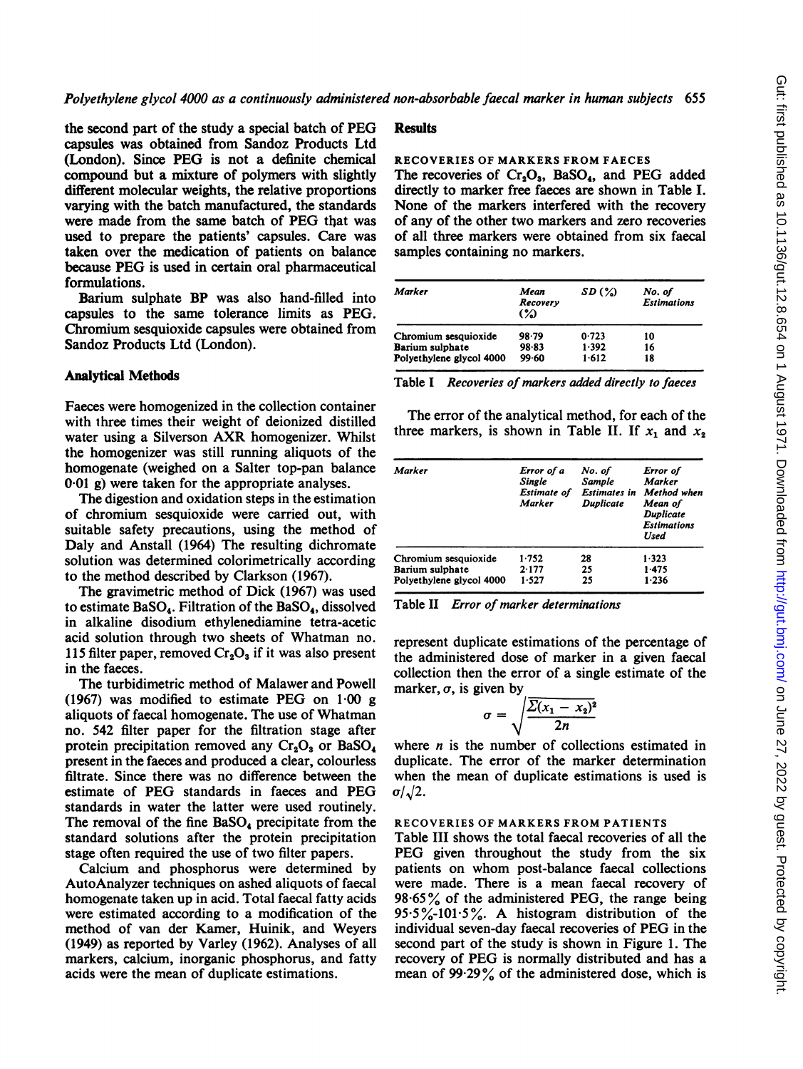the second part of the study a special batch of PEG capsules was obtained from Sandoz Products Ltd (London). Since PEG is not a definite chemical compound but a mixture of polymers with slightly different molecular weights, the relative proportions varying with the batch manufactured, the standards were made from the same batch of PEG that was used to prepare the patients' capsules. Care was taken over the medication of patients on balance because PEG is used in certain oral pharmaceutical formulations.

Barium sulphate BP was also hand-filled into capsules to the same tolerance limits as PEG. Chromium sesquioxide capsules were obtained from Sandoz Products Ltd (London).

## Analytical Methods

Faeces were homogenized in the collection container with three times their weight of deionized distilled water using a Silverson AXR homogenizer. Whilst the homogenizer was still running aliquots of the homogenate (weighed on a Salter top-pan balance 0·01 g) were taken for the appropriate analyses.

The digestion and oxidation steps in the estimation of chromium sesquioxide were carried out, with suitable safety precautions, using the method of Daly and Anstall (1964) The resulting dichromate solution was determined colorimetrically according to the method described by Clarkson (1967).

The gravimetric method of Dick (1967) was used to estimate $BaSO_4$. Filtration of the $BaSO_4$, dissolved in alkaline disodium ethylenediamine tetra-acetic acid solution through two sheets of Whatman no. 115 filter paper, removed $Cr_2O_3$ if it was also present in the faeces.

The turbidimetric method of Malawer and Powell (1967) was modified to estimate PEG on 1·00 g aliquots of faecal homogenate. The use of Whatman no. 542 filter paper for the filtration stage after protein precipitation removed any $Cr_2O_3$ or $BaSO_4$ present in the faeces and produced a clear, colourless filtrate. Since there was no difference between the estimate of PEG standards in faeces and PEG standards in water the latter were used routinely. The removal of the fine $BaSO_4$ precipitate from the standard solutions after the protein precipitation stage often required the use of two filter papers.

Calcium and phosphorus were determined by AutoAnalyzer techniques on ashed aliquots of faecal homogenate taken up in acid. Total faecal fatty acids were estimated according to a modification of the method of van der Kamer, Huinik, and Weyers (1949) as reported by Varley (1962). Analyses of all markers, calcium, inorganic phosphorus, and fatty acids were the mean of duplicate estimations.

## Results

### RECOVERIES OF MARKERS FROM FAECES

The recoveries of $Cr_2O_3$, $BaSO_4$, and PEG added directly to marker free faeces are shown in Table I. None of the markers interfered with the recovery of any of the other two markers and zero recoveries of all three markers were obtained from six faecal samples containing no markers.

| *Marker* | *Mean Recovery (%)* | *SD (%)* | *No. of Estimations* |
|---|---|---|---|
| Chromium sesquioxide | 98·79 | 0·723 | 10 |
| Barium sulphate | 98·83 | 1·392 | 16 |
| Polyethylene glycol 4000 | 99·60 | 1·612 | 18 |

Table I *Recoveries of markers added directly to faeces*

The error of the analytical method, for each of the three markers, is shown in Table II. If $x_1$ and $x_2$ represent duplicate estimations of the percentage of the administered dose of marker in a given faecal collection then the error of a single estimate of the marker, $\sigma$, is given by

$$\sigma = \sqrt{\frac{\Sigma(x_1 - x_2)^2}{2n}}$$

where $n$ is the number of collections estimated in duplicate. The error of the marker determination when the mean of duplicate estimations is used is $\sigma/\sqrt{2}$.

| *Marker* | *Error of a Single Estimate of Marker* | *No. of Sample Estimates in Duplicate* | *Error of Marker Method when Mean of Duplicate Estimations Used* |
|---|---|---|---|
| Chromium sesquioxide | 1·752 | 28 | 1·323 |
| Barium sulphate | 2·177 | 25 | 1·475 |
| Polyethylene glycol 4000 | 1·527 | 25 | 1·236 |

Table II *Error of marker determinations*

### RECOVERIES OF MARKERS FROM PATIENTS

Table III shows the total faecal recoveries of all the PEG given throughout the study from the six patients on whom post-balance faecal collections were made. There is a mean faecal recovery of 98·65% of the administered PEG, the range being 95·5%-101·5%. A histogram distribution of the individual seven-day faecal recoveries of PEG in the second part of the study is shown in Figure 1. The recovery of PEG is normally distributed and has a mean of 99·29% of the administered dose, which is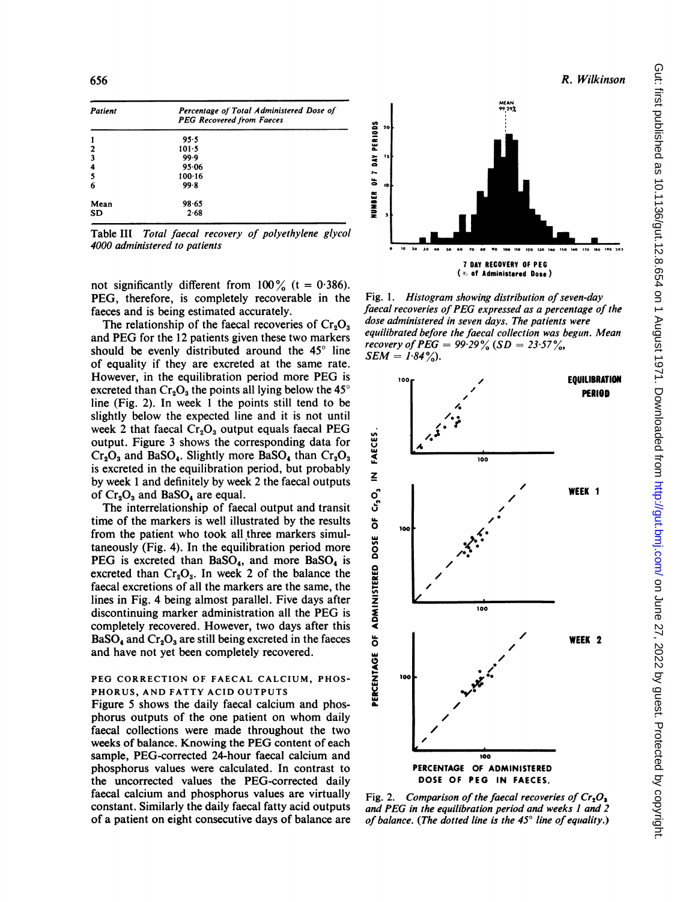| Patient | Percentage of Total Administered Dose of PEG Recovered from Faeces |
| --- | --- |
| 1 | 95·5 |
| 2 | 101·5 |
| 3 | 99·9 |
| 4 | 95·06 |
| 5 | 100·16 |
| 6 | 99·8 |
| Mean | 98·65 |
| SD | 2·68 |

Table III *Total faecal recovery of polyethylene glycol 4000 administered to patients*

not significantly different from 100% (t = 0·386). PEG, therefore, is completely recoverable in the faeces and is being estimated accurately.

The relationship of the faecal recoveries of $Cr_2O_3$ and PEG for the 12 patients given these two markers should be evenly distributed around the 45° line of equality if they are excreted at the same rate. However, in the equilibration period more PEG is excreted than $Cr_2O_3$ the points all lying below the 45° line (Fig. 2). In week 1 the points still tend to be slightly below the expected line and it is not until week 2 that faecal $Cr_2O_3$ output equals faecal PEG output. Figure 3 shows the corresponding data for $Cr_2O_3$ and $BaSO_4$. Slightly more $BaSO_4$ than $Cr_2O_3$ is excreted in the equilibration period, but probably by week 1 and definitely by week 2 the faecal outputs of $Cr_2O_3$ and $BaSO_4$ are equal.

The interrelationship of faecal output and transit time of the markers is well illustrated by the results from the patient who took all three markers simultaneously (Fig. 4). In the equilibration period more PEG is excreted than $BaSO_4$, and more $BaSO_4$ is excreted than $Cr_2O_3$. In week 2 of the balance the faecal excretions of all the markers are the same, the lines in Fig. 4 being almost parallel. Five days after discontinuing marker administration all the PEG is completely recovered. However, two days after this $BaSO_4$ and $Cr_2O_3$ are still being excreted in the faeces and have not yet been completely recovered.

Fig. 1. *Histogram showing distribution of seven-day faecal recoveries of PEG expressed as a percentage of the dose administered in seven days. The patients were equilibrated before the faecal collection was begun. Mean recovery of PEG = 99·29% (SD = 23·57%, SEM = 1·84%).*

Fig. 2. *Comparison of the faecal recoveries of $Cr_2O_3$ and PEG in the equilibration period and weeks 1 and 2 of balance. (The dotted line is the 45° line of equality.)*

### PEG CORRECTION OF FAECAL CALCIUM, PHOSPHORUS, AND FATTY ACID OUTPUTS

Figure 5 shows the daily faecal calcium and phosphorus outputs of the one patient on whom daily faecal collections were made throughout the two weeks of balance. Knowing the PEG content of each sample, PEG-corrected 24-hour faecal calcium and phosphorus values were calculated. In contrast to the uncorrected values the PEG-corrected daily faecal calcium and phosphorus values are virtually constant. Similarly the daily faecal fatty acid outputs of a patient on eight consecutive days of balance are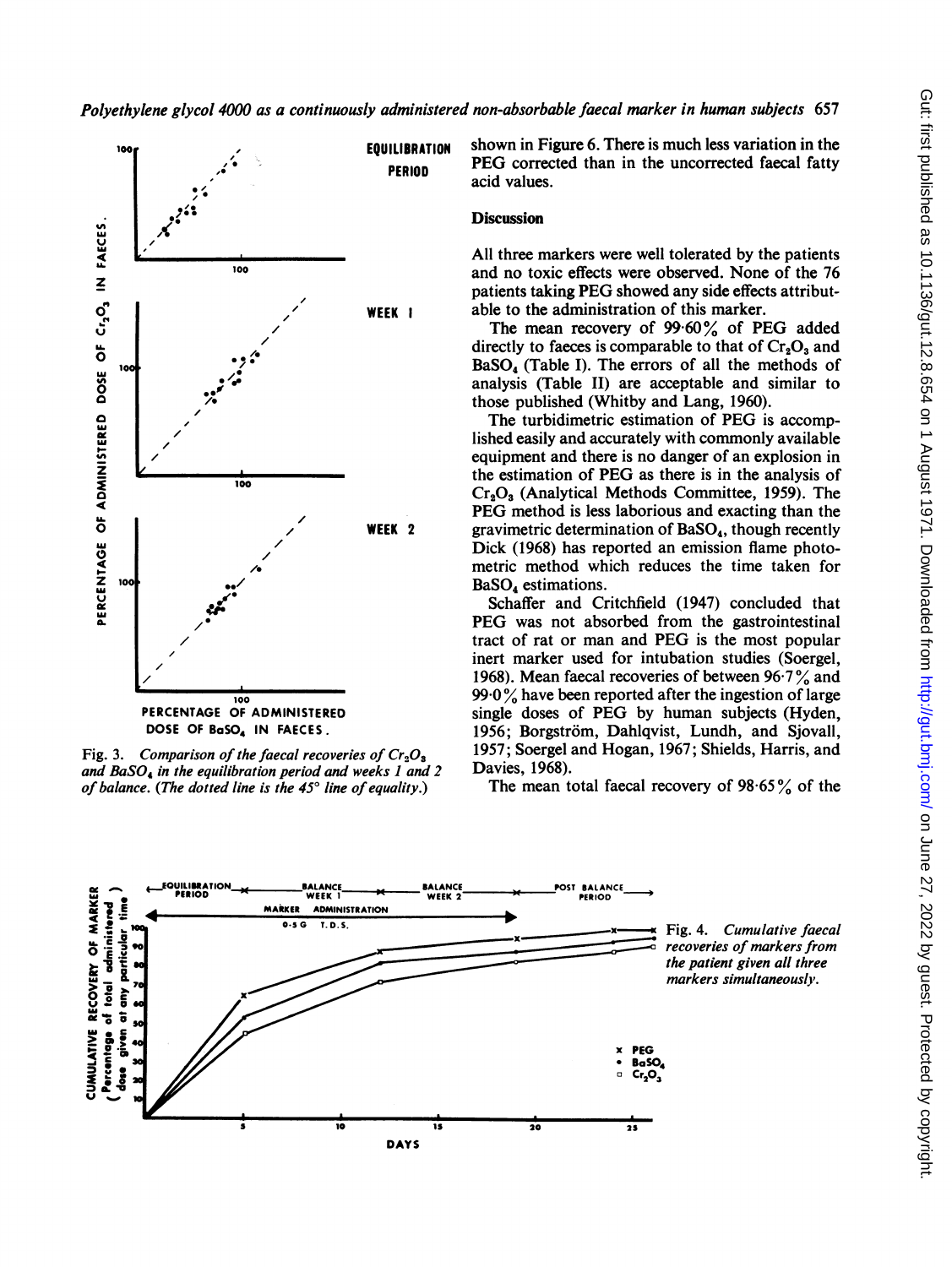Fig. 3. *Comparison of the faecal recoveries of $Cr_2O_3$ and $BaSO_4$ in the equilibration period and weeks 1 and 2 of balance. (The dotted line is the 45° line of equality.)*

shown in Figure 6. There is much less variation in the PEG corrected than in the uncorrected faecal fatty acid values.

## Discussion

All three markers were well tolerated by the patients and no toxic effects were observed. None of the 76 patients taking PEG showed any side effects attributable to the administration of this marker.

The mean recovery of 99·60% of PEG added directly to faeces is comparable to that of $Cr_2O_3$ and $BaSO_4$ (Table I). The errors of all the methods of analysis (Table II) are acceptable and similar to those published (Whitby and Lang, 1960).

The turbidimetric estimation of PEG is accomplished easily and accurately with commonly available equipment and there is no danger of an explosion in the estimation of PEG as there is in the analysis of $Cr_2O_3$ (Analytical Methods Committee, 1959). The PEG method is less laborious and exacting than the gravimetric determination of $BaSO_4$, though recently Dick (1968) has reported an emission flame photometric method which reduces the time taken for $BaSO_4$ estimations.

Schaffer and Critchfield (1947) concluded that PEG was not absorbed from the gastrointestinal tract of rat or man and PEG is the most popular inert marker used for intubation studies (Soergel, 1968). Mean faecal recoveries of between 96·7% and 99·0% have been reported after the ingestion of large single doses of PEG by human subjects (Hyden, 1956; Borgström, Dahlqvist, Lundh, and Sjovall, 1957; Soergel and Hogan, 1967; Shields, Harris, and Davies, 1968).

The mean total faecal recovery of 98·65% of the

Fig. 4. *Cumulative faecal recoveries of markers from the patient given all three markers simultaneously.*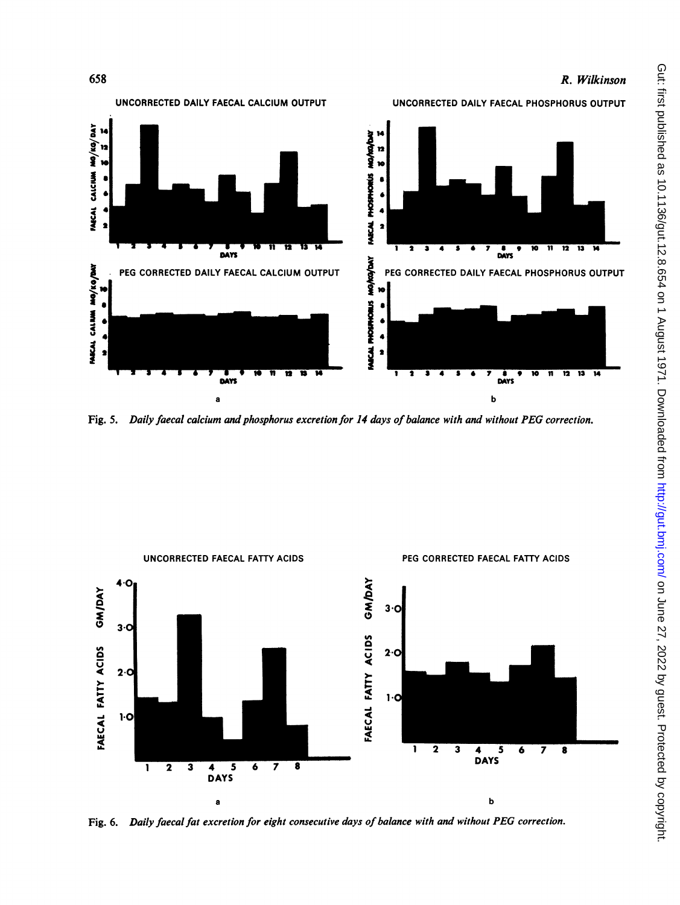Fig. 5. *Daily faecal calcium and phosphorus excretion for 14 days of balance with and without PEG correction.*

Fig. 6. *Daily faecal fat excretion for eight consecutive days of balance with and without PEG correction.*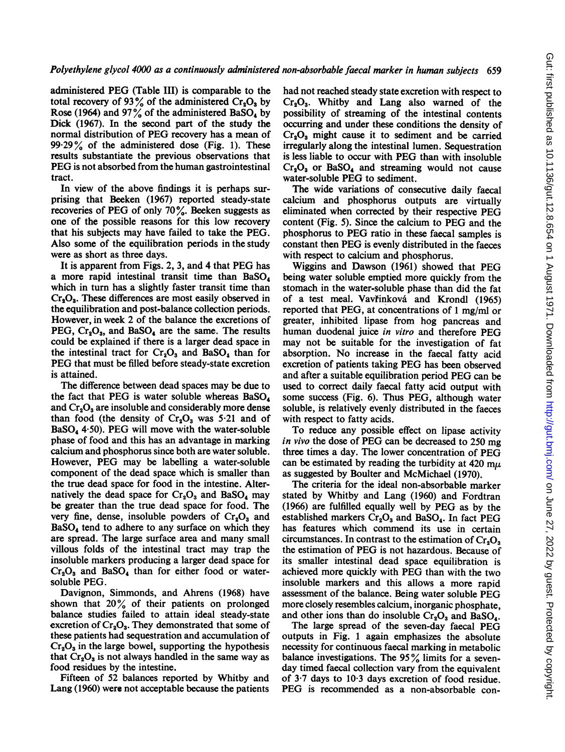administered PEG (Table III) is comparable to the total recovery of 93% of the administered $Cr_2O_3$ by Rose (1964) and 97% of the administered $BaSO_4$ by Dick (1967). In the second part of the study the normal distribution of PEG recovery has a mean of 99·29% of the administered dose (Fig. 1). These results substantiate the previous observations that PEG is not absorbed from the human gastrointestinal tract.

In view of the above findings it is perhaps surprising that Beeken (1967) reported steady-state recoveries of PEG of only 70%. Beeken suggests as one of the possible reasons for this low recovery that his subjects may have failed to take the PEG. Also some of the equilibration periods in the study were as short as three days.

It is apparent from Figs. 2, 3, and 4 that PEG has a more rapid intestinal transit time than $BaSO_4$ which in turn has a slightly faster transit time than $Cr_2O_3$. These differences are most easily observed in the equilibration and post-balance collection periods. However, in week 2 of the balance the excretions of PEG, $Cr_2O_3$, and $BaSO_4$ are the same. The results could be explained if there is a larger dead space in the intestinal tract for $Cr_2O_3$ and $BaSO_4$ than for PEG that must be filled before steady-state excretion is attained.

The difference between dead spaces may be due to the fact that PEG is water soluble whereas $BaSO_4$ and $Cr_2O_3$ are insoluble and considerably more dense than food (the density of $Cr_2O_3$ was 5·21 and of $BaSO_4$ 4·50). PEG will move with the water-soluble phase of food and this has an advantage in marking calcium and phosphorus since both are water soluble. However, PEG may be labelling a water-soluble component of the dead space which is smaller than the true dead space for food in the intestine. Alternatively the dead space for $Cr_2O_3$ and $BaSO_4$ may be greater than the true dead space for food. The very fine, dense, insoluble powders of $Cr_2O_3$ and $BaSO_4$ tend to adhere to any surface on which they are spread. The large surface area and many small villous folds of the intestinal tract may trap the insoluble markers producing a larger dead space for $Cr_2O_3$ and $BaSO_4$ than for either food or water-soluble PEG.

Davignon, Simmonds, and Ahrens (1968) have shown that 20% of their patients on prolonged balance studies failed to attain ideal steady-state excretion of $Cr_2O_3$. They demonstrated that some of these patients had sequestration and accumulation of $Cr_2O_3$ in the large bowel, supporting the hypothesis that $Cr_2O_3$ is not always handled in the same way as food residues by the intestine.

Fifteen of 52 balances reported by Whitby and Lang (1960) were not acceptable because the patients had not reached steady state excretion with respect to $Cr_2O_3$. Whitby and Lang also warned of the possibility of streaming of the intestinal contents occurring and under these conditions the density of $Cr_2O_3$ might cause it to sediment and be carried irregularly along the intestinal lumen. Sequestration is less liable to occur with PEG than with insoluble $Cr_2O_3$ or $BaSO_4$ and streaming would not cause water-soluble PEG to sediment.

The wide variations of consecutive daily faecal calcium and phosphorus outputs are virtually eliminated when corrected by their respective PEG content (Fig. 5). Since the calcium to PEG and the phosphorus to PEG ratio in these faecal samples is constant then PEG is evenly distributed in the faeces with respect to calcium and phosphorus.

Wiggins and Dawson (1961) showed that PEG being water soluble emptied more quickly from the stomach in the water-soluble phase than did the fat of a test meal. Vavřinková and Krondl (1965) reported that PEG, at concentrations of 1 mg/ml or greater, inhibited lipase from hog pancreas and human duodenal juice *in vitro* and therefore PEG may not be suitable for the investigation of fat absorption. No increase in the faecal fatty acid excretion of patients taking PEG has been observed and after a suitable equilibration period PEG can be used to correct daily faecal fatty acid output with some success (Fig. 6). Thus PEG, although water soluble, is relatively evenly distributed in the faeces with respect to fatty acids.

To reduce any possible effect on lipase activity *in vivo* the dose of PEG can be decreased to 250 mg three times a day. The lower concentration of PEG can be estimated by reading the turbidity at 420 mμ as suggested by Boulter and McMichael (1970).

The criteria for the ideal non-absorbable marker stated by Whitby and Lang (1960) and Fordtran (1966) are fulfilled equally well by PEG as by the established markers $Cr_2O_3$ and $BaSO_4$. In fact PEG has features which commend its use in certain circumstances. In contrast to the estimation of $Cr_2O_3$ the estimation of PEG is not hazardous. Because of its smaller intestinal dead space equilibration is achieved more quickly with PEG than with the two insoluble markers and this allows a more rapid assessment of the balance. Being water soluble PEG more closely resembles calcium, inorganic phosphate, and other ions than do insoluble $Cr_2O_3$ and $BaSO_4$.

The large spread of the seven-day faecal PEG outputs in Fig. 1 again emphasizes the absolute necessity for continuous faecal marking in metabolic balance investigations. The 95% limits for a seven-day timed faecal collection vary from the equivalent of 3·7 days to 10·3 days excretion of food residue. PEG is recommended as a non-absorbable con-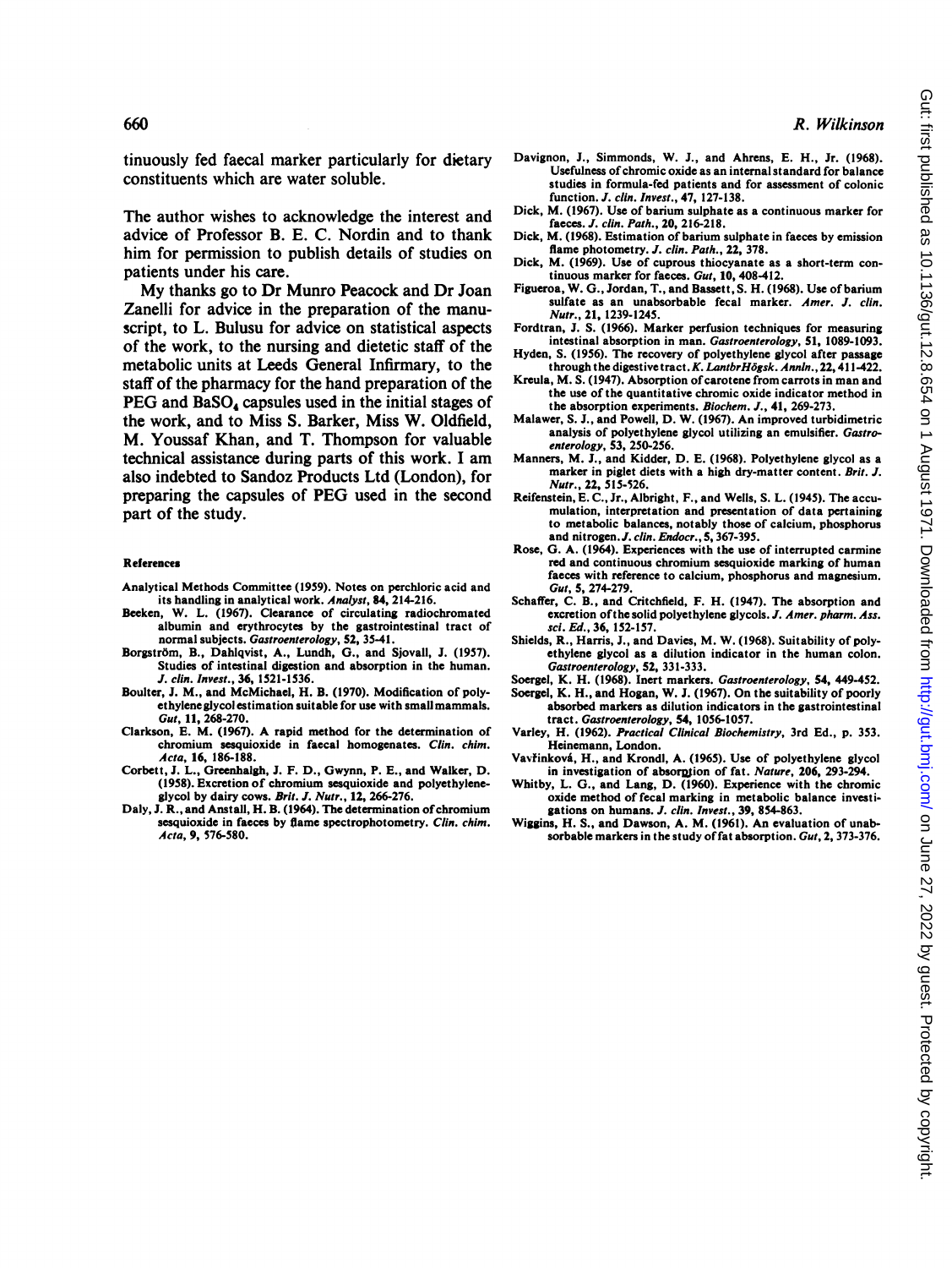tinuously fed faecal marker particularly for dietary constituents which are water soluble.

The author wishes to acknowledge the interest and advice of Professor B. E. C. Nordin and to thank him for permission to publish details of studies on patients under his care.

My thanks go to Dr Munro Peacock and Dr Joan Zanelli for advice in the preparation of the manuscript, to L. Bulusu for advice on statistical aspects of the work, to the nursing and dietetic staff of the metabolic units at Leeds General Infirmary, to the staff of the pharmacy for the hand preparation of the PEG and $BaSO_4$ capsules used in the initial stages of the work, and to Miss S. Barker, Miss W. Oldfield, M. Youssaf Khan, and T. Thompson for valuable technical assistance during parts of this work. I am also indebted to Sandoz Products Ltd (London), for preparing the capsules of PEG used in the second part of the study.

## References

Analytical Methods Committee (1959). Notes on perchloric acid and its handling in analytical work. *Analyst*, **84**, 214-216.

Beeken, W. L. (1967). Clearance of circulating radiochromated albumin and erythrocytes by the gastrointestinal tract of normal subjects. *Gastroenterology*, **52**, 35-41.

Borgström, B., Dahlqvist, A., Lundh, G., and Sjovall, J. (1957). Studies of intestinal digestion and absorption in the human. *J. clin. Invest.*, **36**, 1521-1536.

Boulter, J. M., and McMichael, H. B. (1970). Modification of polyethylene glycol estimation suitable for use with small mammals. *Gut*, **11**, 268-270.

Clarkson, E. M. (1967). A rapid method for the determination of chromium sesquioxide in faecal homogenates. *Clin. chim. Acta*, **16**, 186-188.

Corbett, J. L., Greenhalgh, J. F. D., Gwynn, P. E., and Walker, D. (1958). Excretion of chromium sesquioxide and polyethyleneglycol by dairy cows. *Brit. J. Nutr.*, **12**, 266-276.

Daly, J. R., and Anstall, H. B. (1964). The determination of chromium sesquioxide in faeces by flame spectrophotometry. *Clin. chim. Acta*, **9**, 576-580.

Davignon, J., Simmonds, W. J., and Ahrens, E. H., Jr. (1968). Usefulness of chromic oxide as an internal standard for balance studies in formula-fed patients and for assessment of colonic function. *J. clin. Invest.*, **47**, 127-138.

Dick, M. (1967). Use of barium sulphate as a continuous marker for faeces. *J. clin. Path.*, **20**, 216-218.

Dick, M. (1968). Estimation of barium sulphate in faeces by emission flame photometry. *J. clin. Path.*, **22**, 378.

Dick, M. (1969). Use of cuprous thiocyanate as a short-term continuous marker for faeces. *Gut*, **10**, 408-412.

Figueroa, W. G., Jordan, T., and Bassett, S. H. (1968). Use of barium sulfate as an unabsorbable fecal marker. *Amer. J. clin. Nutr.*, **21**, 1239-1245.

Fordtran, J. S. (1966). Marker perfusion techniques for measuring intestinal absorption in man. *Gastroenterology*, **51**, 1089-1093.

Hyden, S. (1956). The recovery of polyethylene glycol after passage through the digestive tract. *K. LantbrHögsk. Annln.*, **22**, 411-422.

Kreula, M. S. (1947). Absorption of carotene from carrots in man and the use of the quantitative chromic oxide indicator method in the absorption experiments. *Biochem. J.*, **41**, 269-273.

Malawer, S. J., and Powell, D. W. (1967). An improved turbidimetric analysis of polyethylene glycol utilizing an emulsifier. *Gastroenterology*, **53**, 250-256.

Manners, M. J., and Kidder, D. E. (1968). Polyethylene glycol as a marker in piglet diets with a high dry-matter content. *Brit. J. Nutr.*, **22**, 515-526.

Reifenstein, E. C., Jr., Albright, F., and Wells, S. L. (1945). The accumulation, interpretation and presentation of data pertaining to metabolic balances, notably those of calcium, phosphorus and nitrogen. *J. clin. Endocr.*, **5**, 367-395.

Rose, G. A. (1964). Experiences with the use of interrupted carmine red and continuous chromium sesquioxide marking of human faeces with reference to calcium, phosphorus and magnesium. *Gut*, **5**, 274-279.

Schaffer, C. B., and Critchfield, F. H. (1947). The absorption and excretion of the solid polyethylene glycols. *J. Amer. pharm. Ass. sci. Ed.*, **36**, 152-157.

Shields, R., Harris, J., and Davies, M. W. (1968). Suitability of polyethylene glycol as a dilution indicator in the human colon. *Gastroenterology*, **52**, 331-333.

Soergel, K. H. (1968). Inert markers. *Gastroenterology*, **54**, 449-452.

Soergel, K. H., and Hogan, W. J. (1967). On the suitability of poorly absorbed markers as dilution indicators in the gastrointestinal tract. *Gastroenterology*, **54**, 1056-1057.

Varley, H. (1962). *Practical Clinical Biochemistry*, 3rd Ed., p. 353. Heinemann, London.

Vavřinková, H., and Krondl, A. (1965). Use of polyethylene glycol in investigation of absorption of fat. *Nature*, **206**, 293-294.

Whitby, L. G., and Lang, D. (1960). Experience with the chromic oxide method of fecal marking in metabolic balance investigations on humans. *J. clin. Invest.*, **39**, 854-863.

Wiggins, H. S., and Dawson, A. M. (1961). An evaluation of unabsorbable markers in the study of fat absorption. *Gut*, **2**, 373-376.